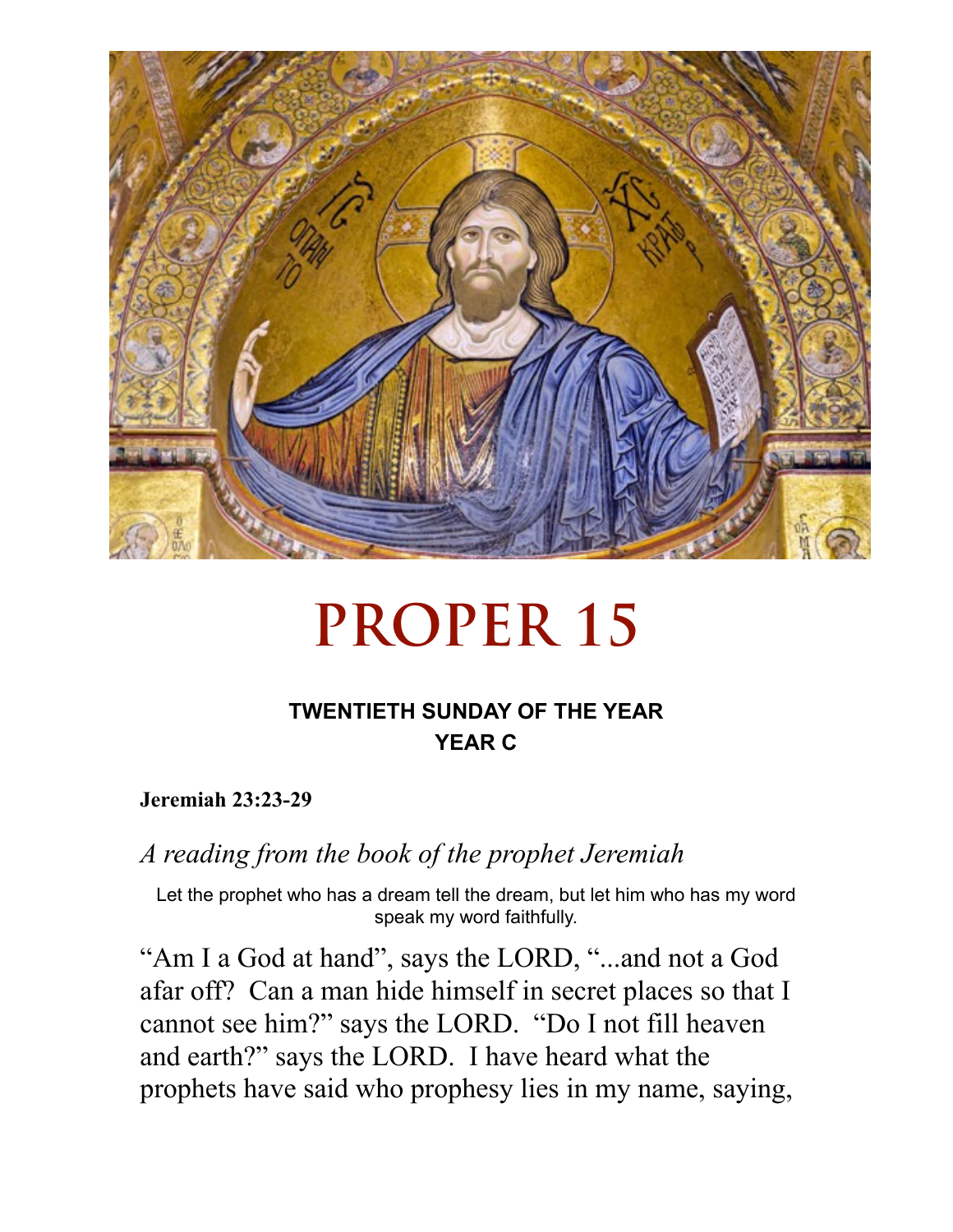# PROPER 15

**TWENTIETH SUNDAY OF THE YEAR**
**YEAR C**

**Jeremiah 23:23-29**

*A reading from the book of the prophet Jeremiah*

Let the prophet who has a dream tell the dream, but let him who has my word speak my word faithfully.

"Am I a God at hand", says the LORD, "...and not a God afar off? Can a man hide himself in secret places so that I cannot see him?" says the LORD. "Do I not fill heaven and earth?" says the LORD. I have heard what the prophets have said who prophesy lies in my name, saying,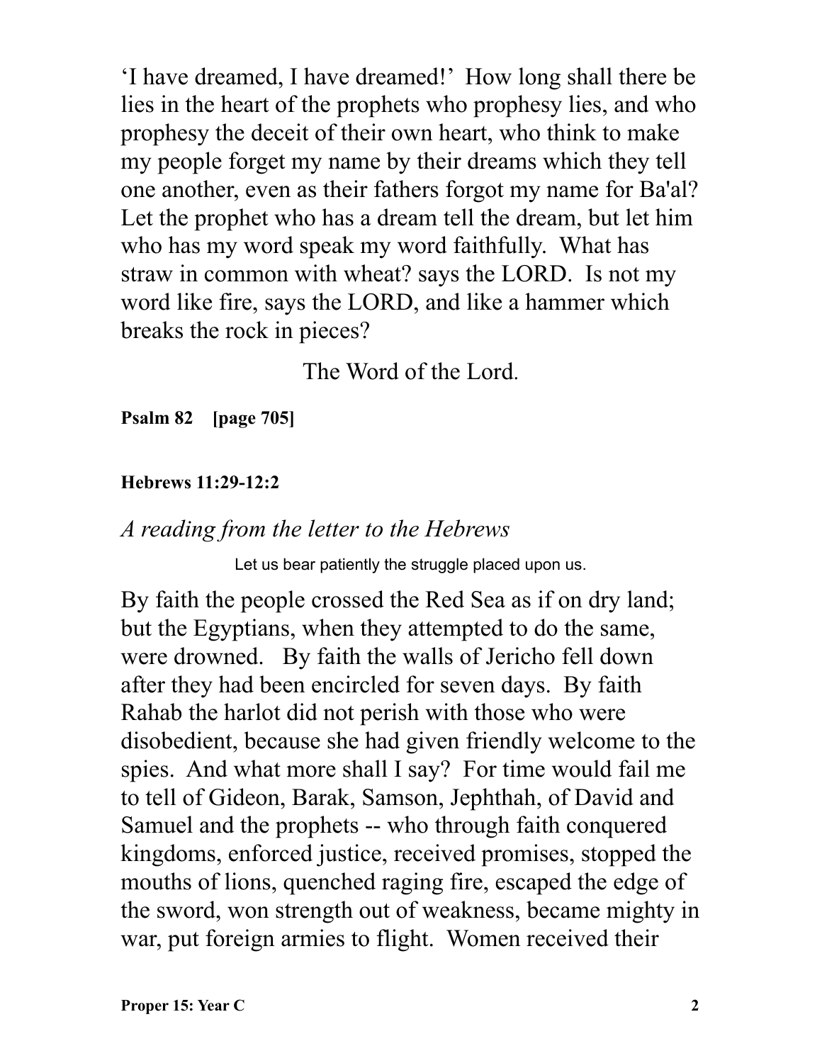‘I have dreamed, I have dreamed!’ How long shall there be lies in the heart of the prophets who prophesy lies, and who prophesy the deceit of their own heart, who think to make my people forget my name by their dreams which they tell one another, even as their fathers forgot my name for Ba'al? Let the prophet who has a dream tell the dream, but let him who has my word speak my word faithfully. What has straw in common with wheat? says the LORD. Is not my word like fire, says the LORD, and like a hammer which breaks the rock in pieces?

The Word of the Lord.

**Psalm 82 [page 705]**

**Hebrews 11:29-12:2**

*A reading from the letter to the Hebrews*

Let us bear patiently the struggle placed upon us.

By faith the people crossed the Red Sea as if on dry land; but the Egyptians, when they attempted to do the same, were drowned. By faith the walls of Jericho fell down after they had been encircled for seven days. By faith Rahab the harlot did not perish with those who were disobedient, because she had given friendly welcome to the spies. And what more shall I say? For time would fail me to tell of Gideon, Barak, Samson, Jephthah, of David and Samuel and the prophets -- who through faith conquered kingdoms, enforced justice, received promises, stopped the mouths of lions, quenched raging fire, escaped the edge of the sword, won strength out of weakness, became mighty in war, put foreign armies to flight. Women received their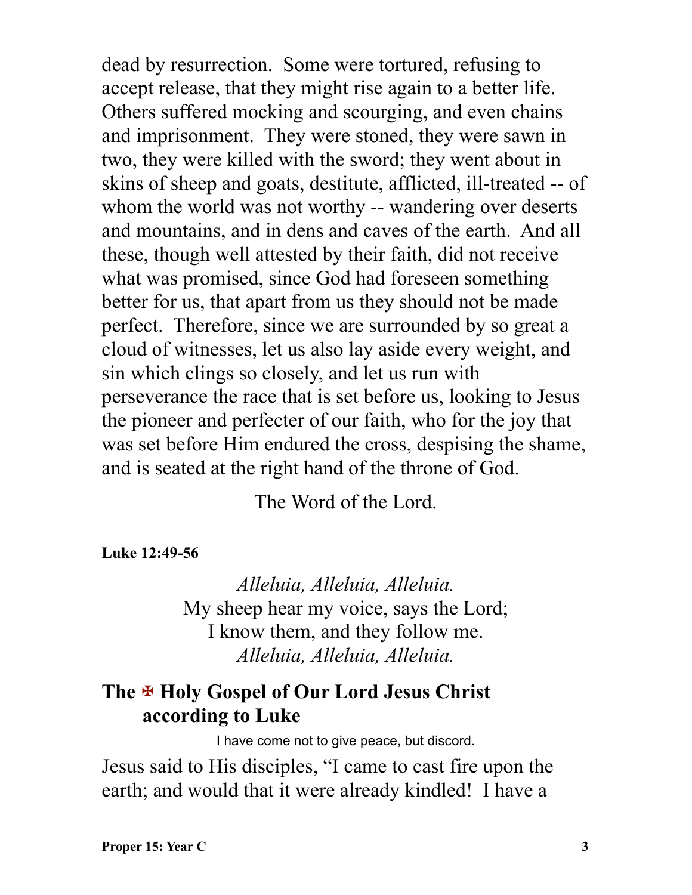dead by resurrection. Some were tortured, refusing to accept release, that they might rise again to a better life. Others suffered mocking and scourging, and even chains and imprisonment. They were stoned, they were sawn in two, they were killed with the sword; they went about in skins of sheep and goats, destitute, afflicted, ill-treated -- of whom the world was not worthy -- wandering over deserts and mountains, and in dens and caves of the earth. And all these, though well attested by their faith, did not receive what was promised, since God had foreseen something better for us, that apart from us they should not be made perfect. Therefore, since we are surrounded by so great a cloud of witnesses, let us also lay aside every weight, and sin which clings so closely, and let us run with perseverance the race that is set before us, looking to Jesus the pioneer and perfecter of our faith, who for the joy that was set before Him endured the cross, despising the shame, and is seated at the right hand of the throne of God.

The Word of the Lord.

**Luke 12:49-56**

*Alleluia, Alleluia, Alleluia.*
My sheep hear my voice, says the Lord;
I know them, and they follow me.
*Alleluia, Alleluia, Alleluia.*

## The ✠ Holy Gospel of Our Lord Jesus Christ according to Luke

I have come not to give peace, but discord.

Jesus said to His disciples, “I came to cast fire upon the earth; and would that it were already kindled! I have a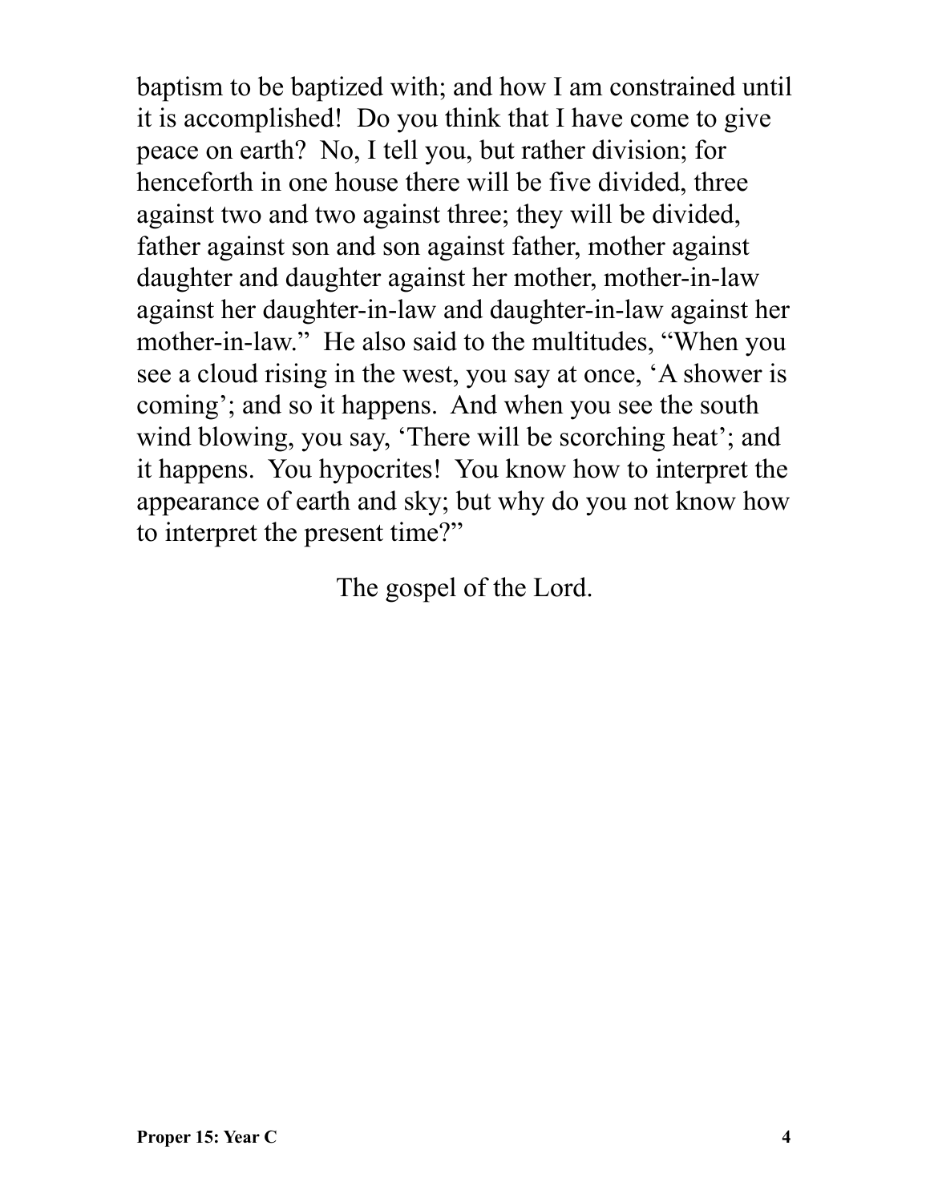baptism to be baptized with; and how I am constrained until it is accomplished! Do you think that I have come to give peace on earth? No, I tell you, but rather division; for henceforth in one house there will be five divided, three against two and two against three; they will be divided, father against son and son against father, mother against daughter and daughter against her mother, mother-in-law against her daughter-in-law and daughter-in-law against her mother-in-law." He also said to the multitudes, "When you see a cloud rising in the west, you say at once, 'A shower is coming'; and so it happens. And when you see the south wind blowing, you say, 'There will be scorching heat'; and it happens. You hypocrites! You know how to interpret the appearance of earth and sky; but why do you not know how to interpret the present time?"

The gospel of the Lord.